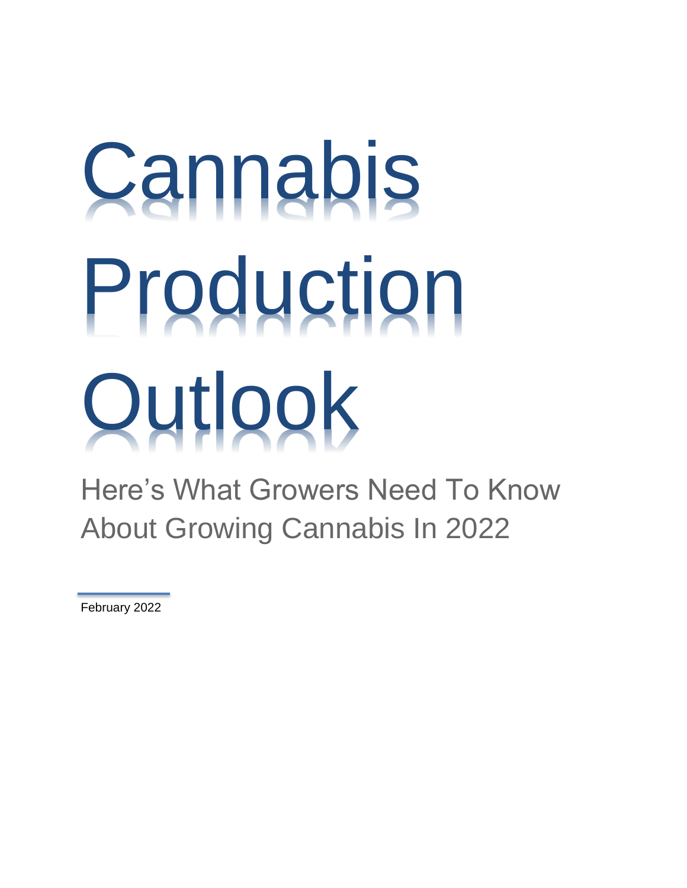# Cannabis Production Outlook

Here's What Growers Need To Know About Growing Cannabis In 2022

February 2022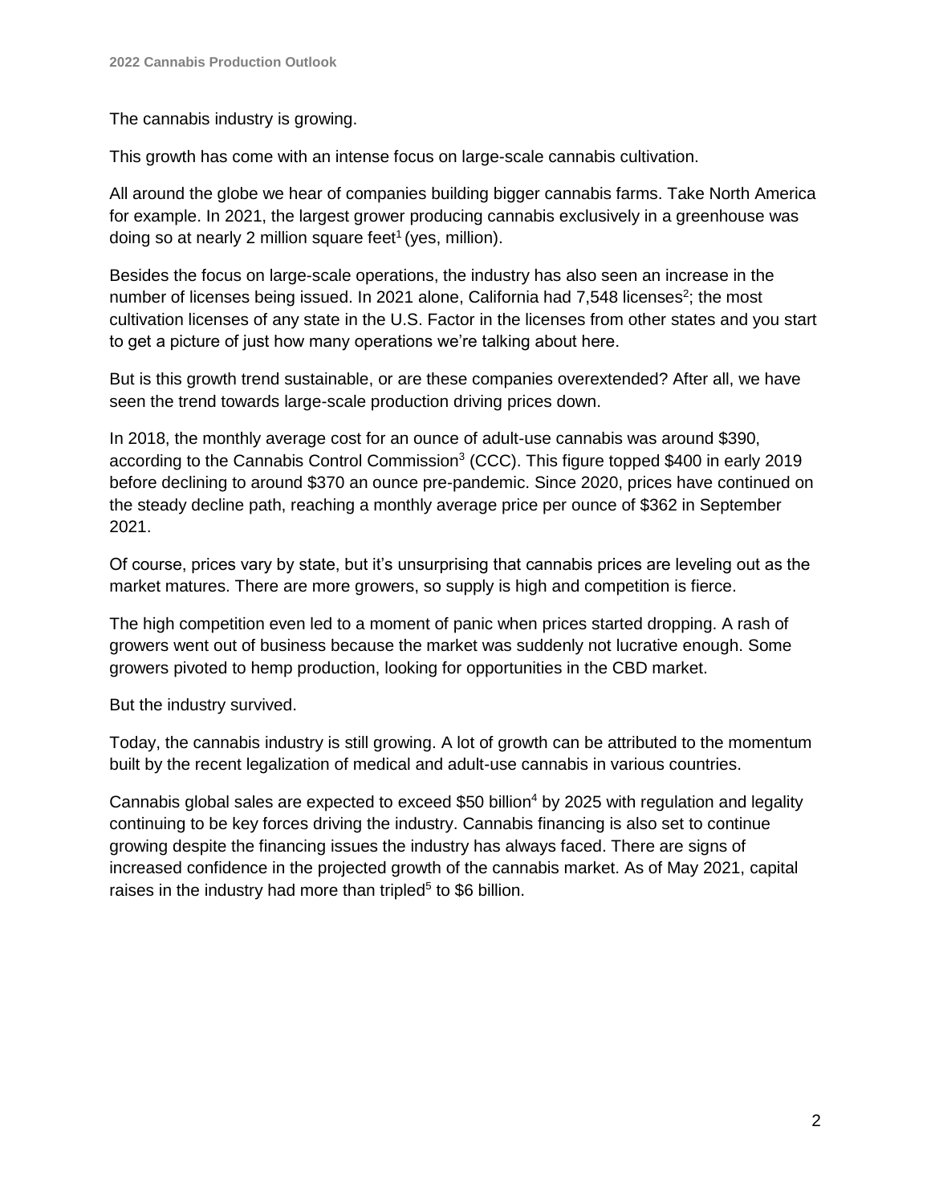The cannabis industry is growing.

This growth has come with an intense focus on large-scale cannabis cultivation.

All around the globe we hear of companies building bigger cannabis farms. Take North America for example. In 2021, the largest grower producing cannabis exclusively in a greenhouse was doing so at nearly 2 million square feet[1] (yes, million).

Besides the focus on large-scale operations, the industry has also seen an increase in the number of licenses being issued. In 2021 alone, California had 7,548 licenses[2]; the most cultivation licenses of any state in the U.S. Factor in the licenses from other states and you start to get a picture of just how many operations we're talking about here.

But is this growth trend sustainable, or are these companies overextended? After all, we have seen the trend towards large-scale production driving prices down.

In 2018, the monthly average cost for an ounce of adult-use cannabis was around $390, according to the Cannabis Control Commission[3] (CCC). This figure topped $400 in early 2019 before declining to around $370 an ounce pre-pandemic. Since 2020, prices have continued on the steady decline path, reaching a monthly average price per ounce of $362 in September 2021.

Of course, prices vary by state, but it's unsurprising that cannabis prices are leveling out as the market matures. There are more growers, so supply is high and competition is fierce.

The high competition even led to a moment of panic when prices started dropping. A rash of growers went out of business because the market was suddenly not lucrative enough. Some growers pivoted to hemp production, looking for opportunities in the CBD market.

But the industry survived.

Today, the cannabis industry is still growing. A lot of growth can be attributed to the momentum built by the recent legalization of medical and adult-use cannabis in various countries.

Cannabis global sales are expected to exceed $50 billion[4] by 2025 with regulation and legality continuing to be key forces driving the industry. Cannabis financing is also set to continue growing despite the financing issues the industry has always faced. There are signs of increased confidence in the projected growth of the cannabis market. As of May 2021, capital raises in the industry had more than tripled[5] to $6 billion.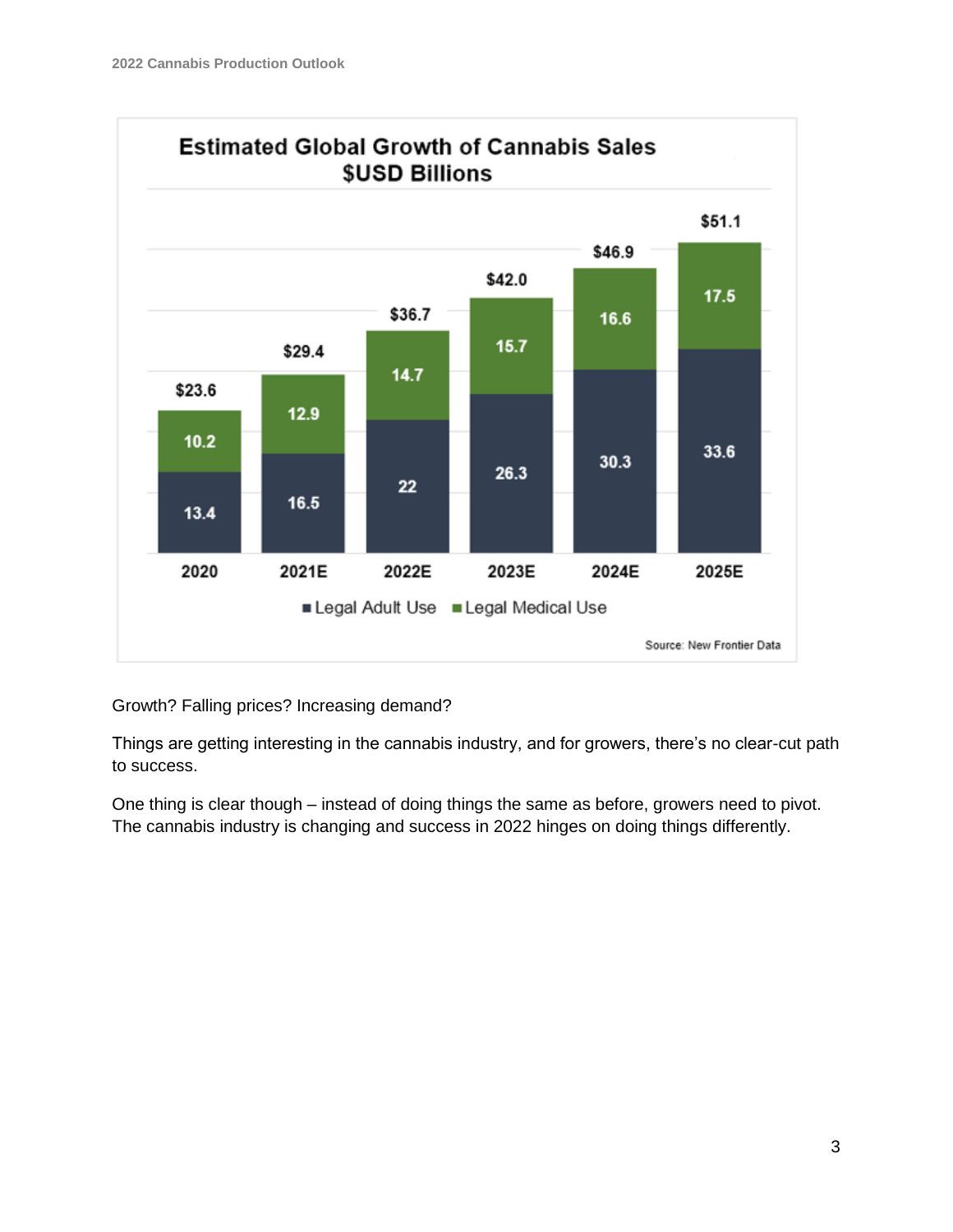**Estimated Global Growth of Cannabis Sales**
**$USD Billions**

| | 2020 | 2021E | 2022E | 2023E | 2024E | 2025E |
|---|---|---|---|---|---|---|
| Legal Adult Use | 13.4 | 16.5 | 22 | 26.3 | 30.3 | 33.6 |
| Legal Medical Use | 10.2 | 12.9 | 14.7 | 15.7 | 16.6 | 17.5 |
| Total | $23.6 | $29.4 | $36.7 | $42.0 | $46.9 | $51.1 |

Source: New Frontier Data

Growth? Falling prices? Increasing demand?

Things are getting interesting in the cannabis industry, and for growers, there's no clear-cut path to success.

One thing is clear though – instead of doing things the same as before, growers need to pivot. The cannabis industry is changing and success in 2022 hinges on doing things differently.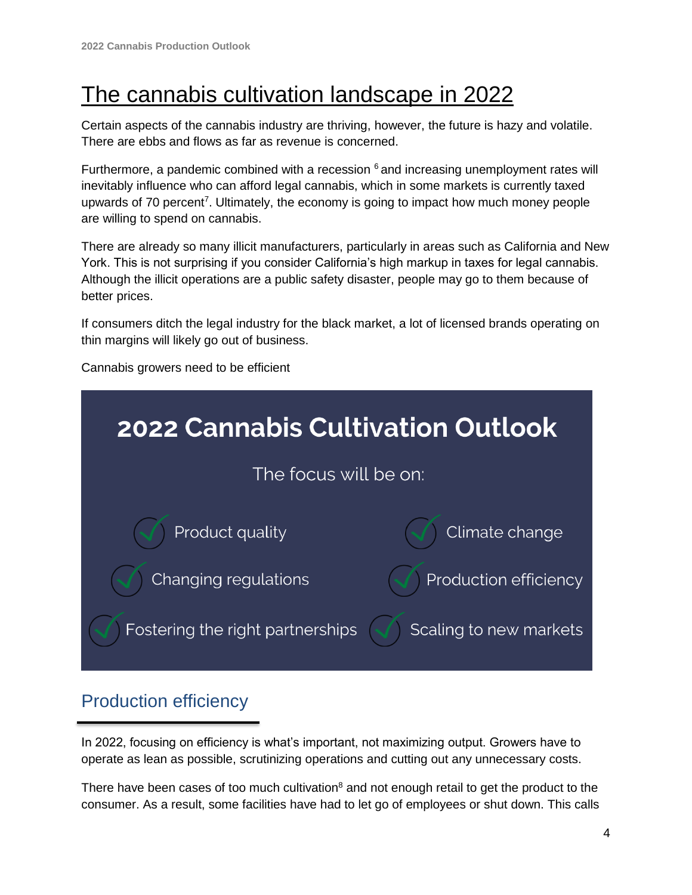# The cannabis cultivation landscape in 2022

Certain aspects of the cannabis industry are thriving, however, the future is hazy and volatile. There are ebbs and flows as far as revenue is concerned.

Furthermore, a pandemic combined with a recession [6] and increasing unemployment rates will inevitably influence who can afford legal cannabis, which in some markets is currently taxed upwards of 70 percent[7]. Ultimately, the economy is going to impact how much money people are willing to spend on cannabis.

There are already so many illicit manufacturers, particularly in areas such as California and New York. This is not surprising if you consider California's high markup in taxes for legal cannabis. Although the illicit operations are a public safety disaster, people may go to them because of better prices.

If consumers ditch the legal industry for the black market, a lot of licensed brands operating on thin margins will likely go out of business.

Cannabis growers need to be efficient

**2022 Cannabis Cultivation Outlook**

The focus will be on:

- Product quality
- Climate change
- Changing regulations
- Production efficiency
- Fostering the right partnerships
- Scaling to new markets

## Production efficiency

In 2022, focusing on efficiency is what's important, not maximizing output. Growers have to operate as lean as possible, scrutinizing operations and cutting out any unnecessary costs.

There have been cases of too much cultivation[8] and not enough retail to get the product to the consumer. As a result, some facilities have had to let go of employees or shut down. This calls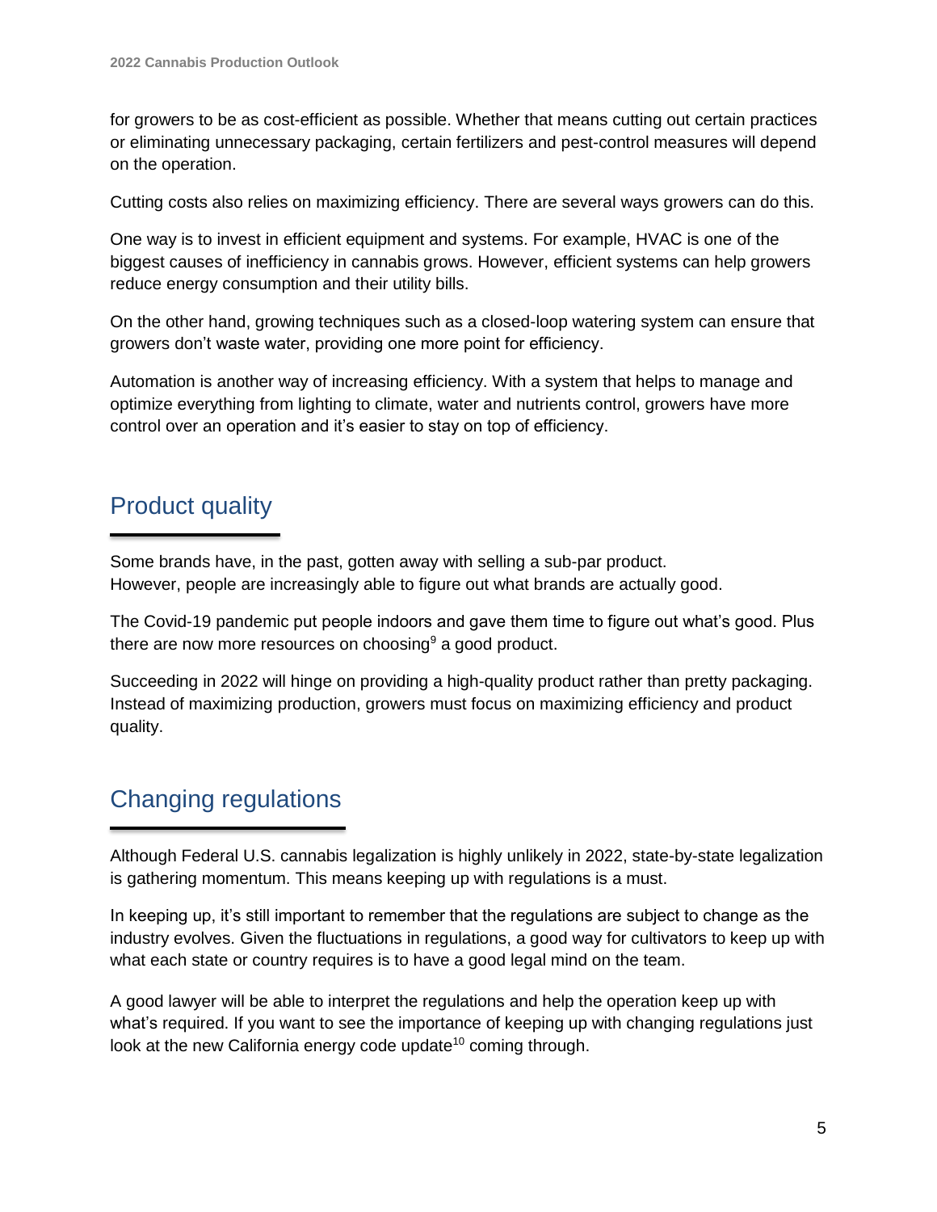for growers to be as cost-efficient as possible. Whether that means cutting out certain practices or eliminating unnecessary packaging, certain fertilizers and pest-control measures will depend on the operation.

Cutting costs also relies on maximizing efficiency. There are several ways growers can do this.

One way is to invest in efficient equipment and systems. For example, HVAC is one of the biggest causes of inefficiency in cannabis grows. However, efficient systems can help growers reduce energy consumption and their utility bills.

On the other hand, growing techniques such as a closed-loop watering system can ensure that growers don't waste water, providing one more point for efficiency.

Automation is another way of increasing efficiency. With a system that helps to manage and optimize everything from lighting to climate, water and nutrients control, growers have more control over an operation and it's easier to stay on top of efficiency.

## Product quality

Some brands have, in the past, gotten away with selling a sub-par product. However, people are increasingly able to figure out what brands are actually good.

The Covid-19 pandemic put people indoors and gave them time to figure out what's good. Plus there are now more resources on choosing[9] a good product.

Succeeding in 2022 will hinge on providing a high-quality product rather than pretty packaging. Instead of maximizing production, growers must focus on maximizing efficiency and product quality.

## Changing regulations

Although Federal U.S. cannabis legalization is highly unlikely in 2022, state-by-state legalization is gathering momentum. This means keeping up with regulations is a must.

In keeping up, it's still important to remember that the regulations are subject to change as the industry evolves. Given the fluctuations in regulations, a good way for cultivators to keep up with what each state or country requires is to have a good legal mind on the team.

A good lawyer will be able to interpret the regulations and help the operation keep up with what's required. If you want to see the importance of keeping up with changing regulations just look at the new California energy code update[10] coming through.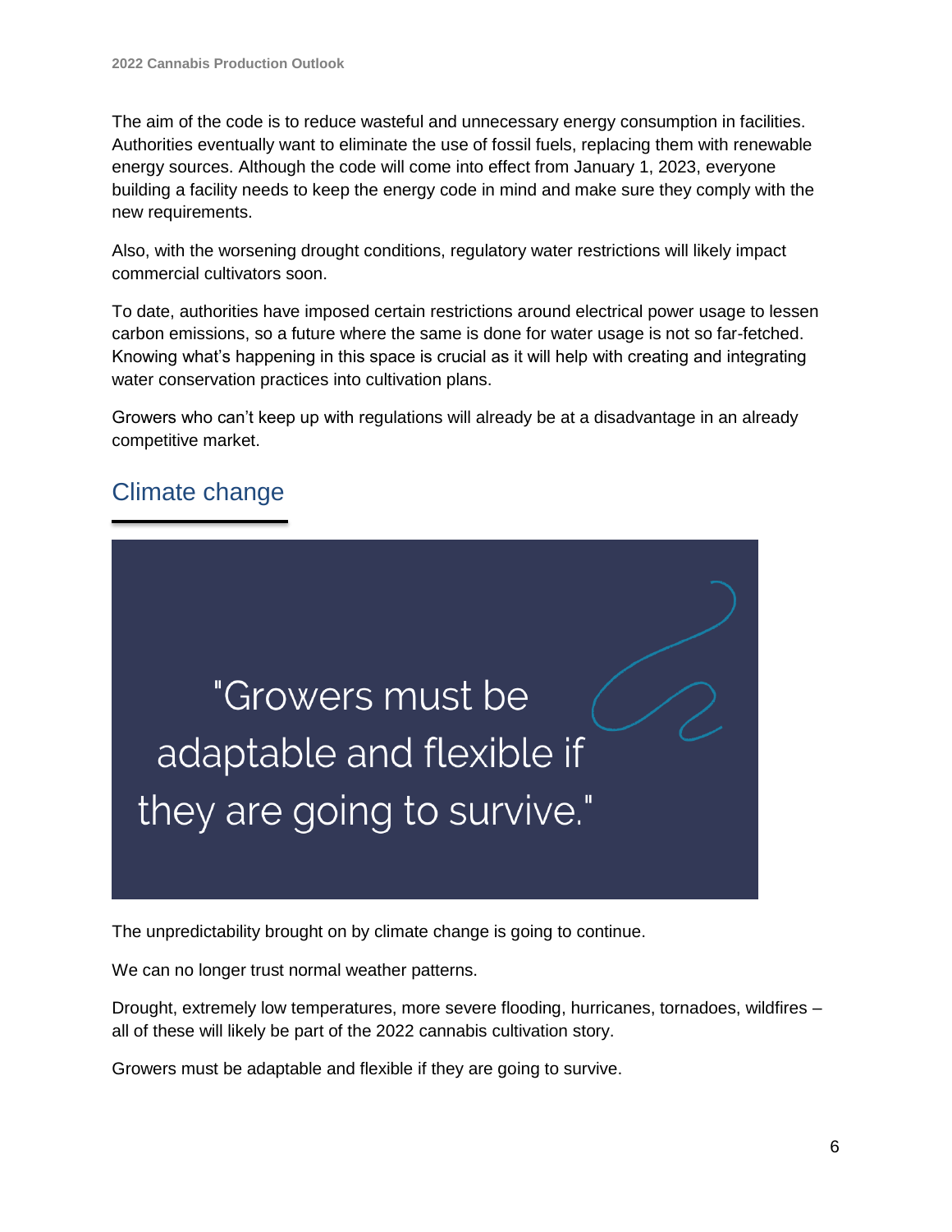The aim of the code is to reduce wasteful and unnecessary energy consumption in facilities. Authorities eventually want to eliminate the use of fossil fuels, replacing them with renewable energy sources. Although the code will come into effect from January 1, 2023, everyone building a facility needs to keep the energy code in mind and make sure they comply with the new requirements.

Also, with the worsening drought conditions, regulatory water restrictions will likely impact commercial cultivators soon.

To date, authorities have imposed certain restrictions around electrical power usage to lessen carbon emissions, so a future where the same is done for water usage is not so far-fetched. Knowing what's happening in this space is crucial as it will help with creating and integrating water conservation practices into cultivation plans.

Growers who can't keep up with regulations will already be at a disadvantage in an already competitive market.

## Climate change

> "Growers must be adaptable and flexible if they are going to survive."

The unpredictability brought on by climate change is going to continue.

We can no longer trust normal weather patterns.

Drought, extremely low temperatures, more severe flooding, hurricanes, tornadoes, wildfires – all of these will likely be part of the 2022 cannabis cultivation story.

Growers must be adaptable and flexible if they are going to survive.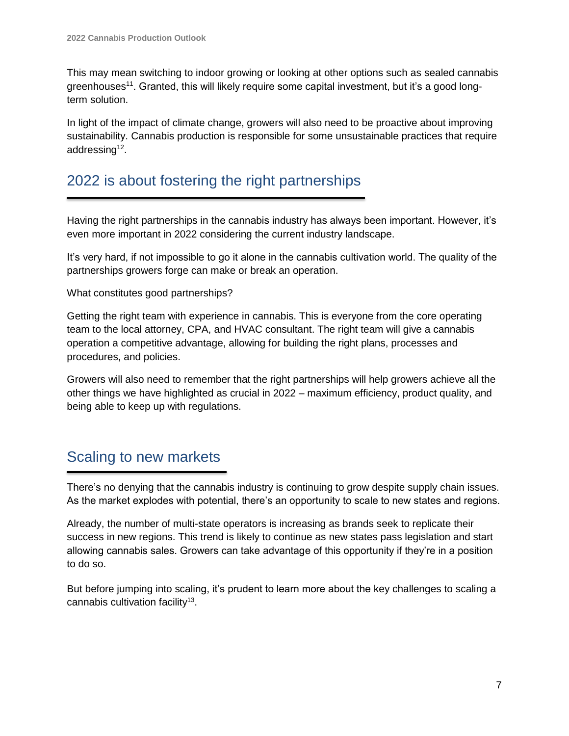This may mean switching to indoor growing or looking at other options such as sealed cannabis greenhouses[11]. Granted, this will likely require some capital investment, but it's a good long-term solution.

In light of the impact of climate change, growers will also need to be proactive about improving sustainability. Cannabis production is responsible for some unsustainable practices that require addressing[12].

## 2022 is about fostering the right partnerships

Having the right partnerships in the cannabis industry has always been important. However, it's even more important in 2022 considering the current industry landscape.

It's very hard, if not impossible to go it alone in the cannabis cultivation world. The quality of the partnerships growers forge can make or break an operation.

What constitutes good partnerships?

Getting the right team with experience in cannabis. This is everyone from the core operating team to the local attorney, CPA, and HVAC consultant. The right team will give a cannabis operation a competitive advantage, allowing for building the right plans, processes and procedures, and policies.

Growers will also need to remember that the right partnerships will help growers achieve all the other things we have highlighted as crucial in 2022 – maximum efficiency, product quality, and being able to keep up with regulations.

## Scaling to new markets

There's no denying that the cannabis industry is continuing to grow despite supply chain issues. As the market explodes with potential, there's an opportunity to scale to new states and regions.

Already, the number of multi-state operators is increasing as brands seek to replicate their success in new regions. This trend is likely to continue as new states pass legislation and start allowing cannabis sales. Growers can take advantage of this opportunity if they're in a position to do so.

But before jumping into scaling, it's prudent to learn more about the key challenges to scaling a cannabis cultivation facility[13].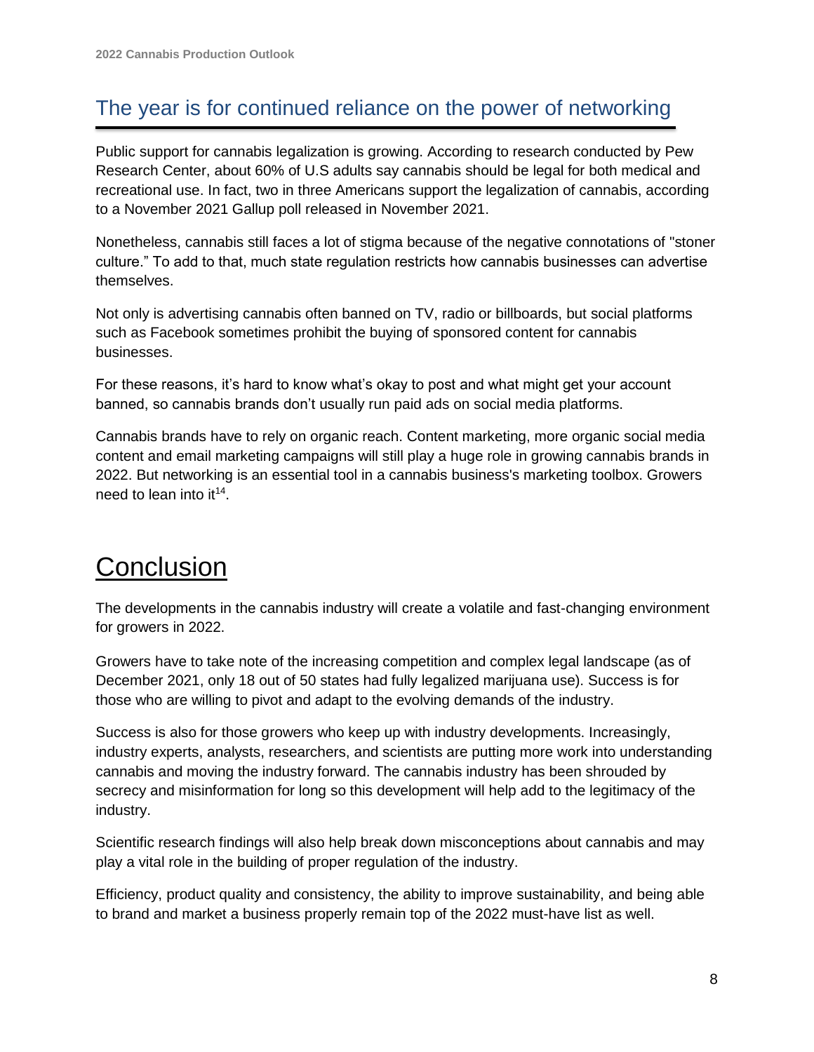## The year is for continued reliance on the power of networking

Public support for cannabis legalization is growing. According to research conducted by Pew Research Center, about 60% of U.S adults say cannabis should be legal for both medical and recreational use. In fact, two in three Americans support the legalization of cannabis, according to a November 2021 Gallup poll released in November 2021.

Nonetheless, cannabis still faces a lot of stigma because of the negative connotations of "stoner culture." To add to that, much state regulation restricts how cannabis businesses can advertise themselves.

Not only is advertising cannabis often banned on TV, radio or billboards, but social platforms such as Facebook sometimes prohibit the buying of sponsored content for cannabis businesses.

For these reasons, it's hard to know what's okay to post and what might get your account banned, so cannabis brands don't usually run paid ads on social media platforms.

Cannabis brands have to rely on organic reach. Content marketing, more organic social media content and email marketing campaigns will still play a huge role in growing cannabis brands in 2022. But networking is an essential tool in a cannabis business's marketing toolbox. Growers need to lean into it[14].

# Conclusion

The developments in the cannabis industry will create a volatile and fast-changing environment for growers in 2022.

Growers have to take note of the increasing competition and complex legal landscape (as of December 2021, only 18 out of 50 states had fully legalized marijuana use). Success is for those who are willing to pivot and adapt to the evolving demands of the industry.

Success is also for those growers who keep up with industry developments. Increasingly, industry experts, analysts, researchers, and scientists are putting more work into understanding cannabis and moving the industry forward. The cannabis industry has been shrouded by secrecy and misinformation for long so this development will help add to the legitimacy of the industry.

Scientific research findings will also help break down misconceptions about cannabis and may play a vital role in the building of proper regulation of the industry.

Efficiency, product quality and consistency, the ability to improve sustainability, and being able to brand and market a business properly remain top of the 2022 must-have list as well.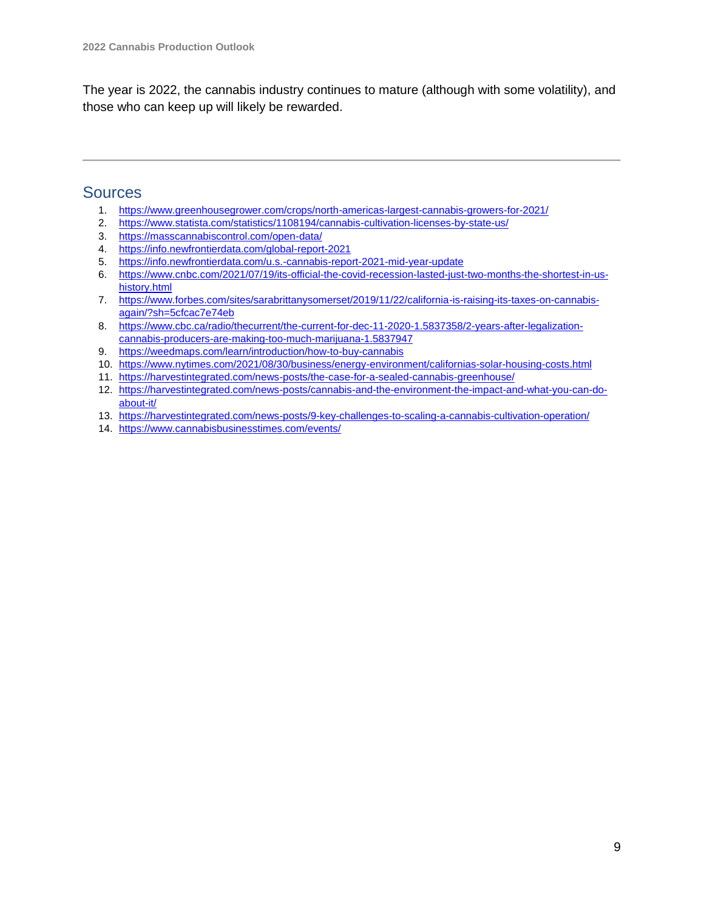The year is 2022, the cannabis industry continues to mature (although with some volatility), and those who can keep up will likely be rewarded.

---

## Sources

1. https://www.greenhousegrower.com/crops/north-americas-largest-cannabis-growers-for-2021/
2. https://www.statista.com/statistics/1108194/cannabis-cultivation-licenses-by-state-us/
3. https://masscannabiscontrol.com/open-data/
4. https://info.newfrontierdata.com/global-report-2021
5. https://info.newfrontierdata.com/u.s.-cannabis-report-2021-mid-year-update
6. https://www.cnbc.com/2021/07/19/its-official-the-covid-recession-lasted-just-two-months-the-shortest-in-us-history.html
7. https://www.forbes.com/sites/sarabrittanysomerset/2019/11/22/california-is-raising-its-taxes-on-cannabis-again/?sh=5cfcac7e74eb
8. https://www.cbc.ca/radio/thecurrent/the-current-for-dec-11-2020-1.5837358/2-years-after-legalization-cannabis-producers-are-making-too-much-marijuana-1.5837947
9. https://weedmaps.com/learn/introduction/how-to-buy-cannabis
10. https://www.nytimes.com/2021/08/30/business/energy-environment/californias-solar-housing-costs.html
11. https://harvestintegrated.com/news-posts/the-case-for-a-sealed-cannabis-greenhouse/
12. https://harvestintegrated.com/news-posts/cannabis-and-the-environment-the-impact-and-what-you-can-do-about-it/
13. https://harvestintegrated.com/news-posts/9-key-challenges-to-scaling-a-cannabis-cultivation-operation/
14. https://www.cannabisbusinesstimes.com/events/